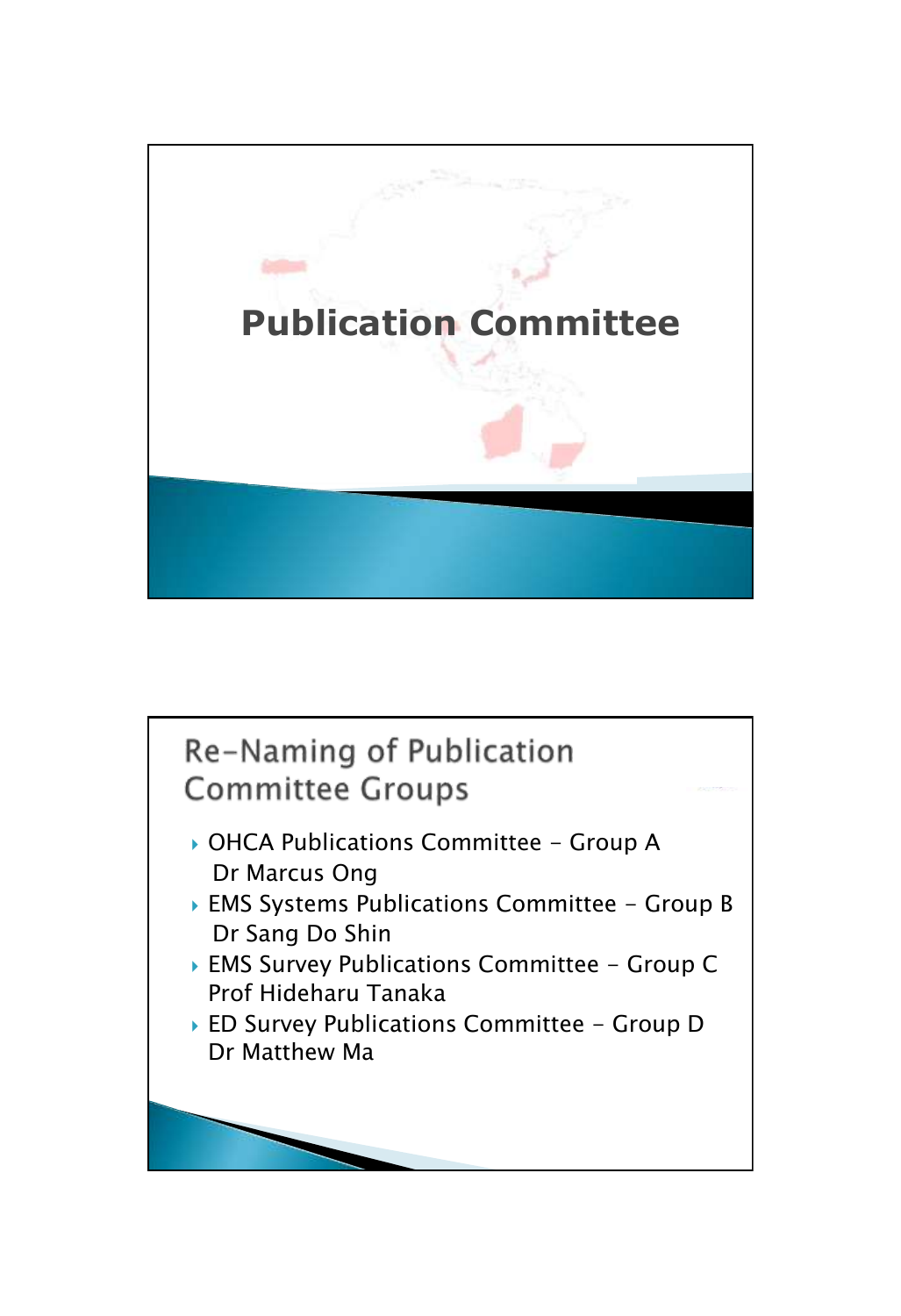# Publication Committee

## Re-Naming of Publication Committee Groups

- OHCA Publications Committee – Group A
  Dr Marcus Ong
- EMS Systems Publications Committee – Group B
  Dr Sang Do Shin
- EMS Survey Publications Committee – Group C
  Prof Hideharu Tanaka
- ED Survey Publications Committee – Group D
  Dr Matthew Ma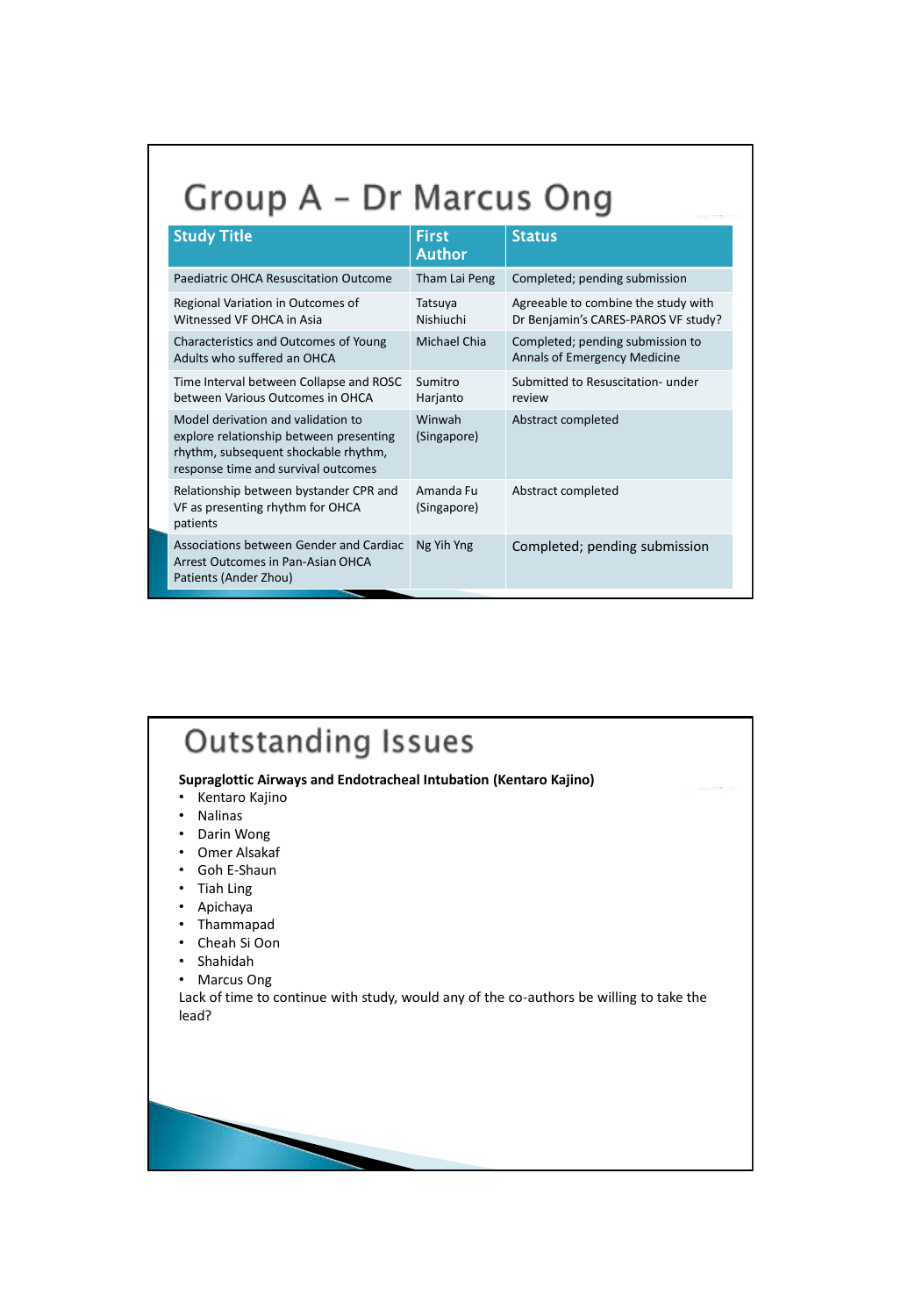# Group A – Dr Marcus Ong

| Study Title | First Author | Status |
|---|---|---|
| Paediatric OHCA Resuscitation Outcome | Tham Lai Peng | Completed; pending submission |
| Regional Variation in Outcomes of Witnessed VF OHCA in Asia | Tatsuya Nishiuchi | Agreeable to combine the study with Dr Benjamin's CARES-PAROS VF study? |
| Characteristics and Outcomes of Young Adults who suffered an OHCA | Michael Chia | Completed; pending submission to Annals of Emergency Medicine |
| Time Interval between Collapse and ROSC between Various Outcomes in OHCA | Sumitro Harjanto | Submitted to Resuscitation- under review |
| Model derivation and validation to explore relationship between presenting rhythm, subsequent shockable rhythm, response time and survival outcomes | Winwah (Singapore) | Abstract completed |
| Relationship between bystander CPR and VF as presenting rhythm for OHCA patients | Amanda Fu (Singapore) | Abstract completed |
| Associations between Gender and Cardiac Arrest Outcomes in Pan-Asian OHCA Patients (Ander Zhou) | Ng Yih Yng | Completed; pending submission |

# Outstanding Issues

**Supraglottic Airways and Endotracheal Intubation (Kentaro Kajino)**

- Kentaro Kajino
- Nalinas
- Darin Wong
- Omer Alsakaf
- Goh E-Shaun
- Tiah Ling
- Apichaya
- Thammapad
- Cheah Si Oon
- Shahidah
- Marcus Ong

Lack of time to continue with study, would any of the co-authors be willing to take the lead?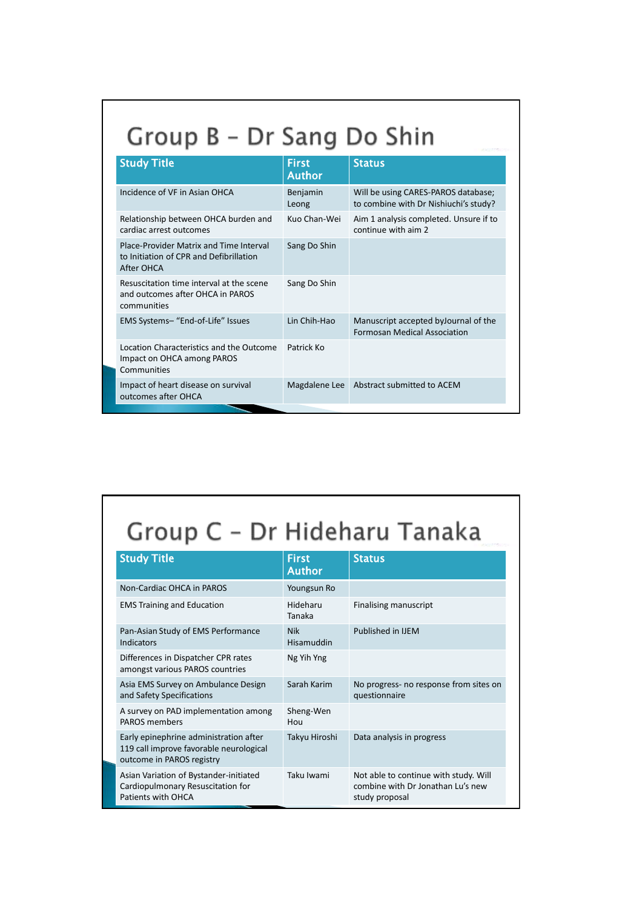# Group B – Dr Sang Do Shin

| Study Title | First Author | Status |
|---|---|---|
| Incidence of VF in Asian OHCA | Benjamin Leong | Will be using CARES-PAROS database; to combine with Dr Nishiuchi's study? |
| Relationship between OHCA burden and cardiac arrest outcomes | Kuo Chan-Wei | Aim 1 analysis completed. Unsure if to continue with aim 2 |
| Place-Provider Matrix and Time Interval to Initiation of CPR and Defibrillation After OHCA | Sang Do Shin | |
| Resuscitation time interval at the scene and outcomes after OHCA in PAROS communities | Sang Do Shin | |
| EMS Systems– "End-of-Life" Issues | Lin Chih-Hao | Manuscript accepted byJournal of the Formosan Medical Association |
| Location Characteristics and the Outcome Impact on OHCA among PAROS Communities | Patrick Ko | |
| Impact of heart disease on survival outcomes after OHCA | Magdalene Lee | Abstract submitted to ACEM |

# Group C – Dr Hideharu Tanaka

| Study Title | First Author | Status |
|---|---|---|
| Non-Cardiac OHCA in PAROS | Youngsun Ro | |
| EMS Training and Education | Hideharu Tanaka | Finalising manuscript |
| Pan-Asian Study of EMS Performance Indicators | Nik Hisamuddin | Published in IJEM |
| Differences in Dispatcher CPR rates amongst various PAROS countries | Ng Yih Yng | |
| Asia EMS Survey on Ambulance Design and Safety Specifications | Sarah Karim | No progress- no response from sites on questionnaire |
| A survey on PAD implementation among PAROS members | Sheng-Wen Hou | |
| Early epinephrine administration after 119 call improve favorable neurological outcome in PAROS registry | Takyu Hiroshi | Data analysis in progress |
| Asian Variation of Bystander-initiated Cardiopulmonary Resuscitation for Patients with OHCA | Taku Iwami | Not able to continue with study. Will combine with Dr Jonathan Lu's new study proposal |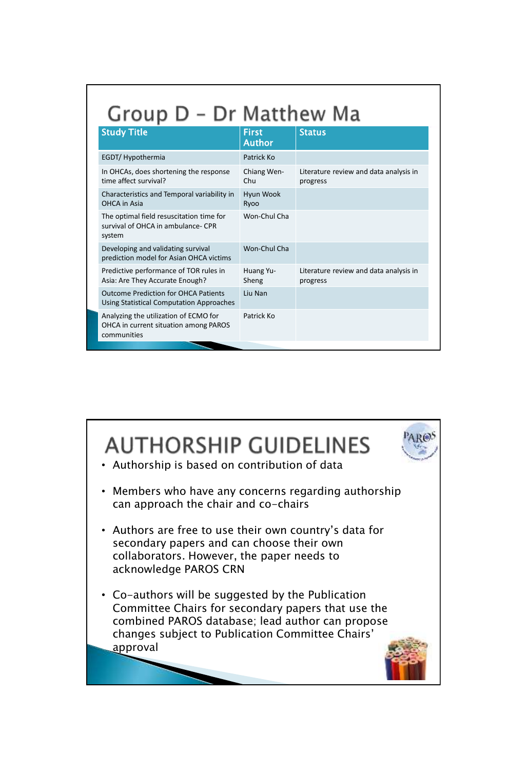# Group D – Dr Matthew Ma

| Study Title | First Author | Status |
|---|---|---|
| EGDT/ Hypothermia | Patrick Ko | |
| In OHCAs, does shortening the response time affect survival? | Chiang Wen-Chu | Literature review and data analysis in progress |
| Characteristics and Temporal variability in OHCA in Asia | Hyun Wook Ryoo | |
| The optimal field resuscitation time for survival of OHCA in ambulance- CPR system | Won-Chul Cha | |
| Developing and validating survival prediction model for Asian OHCA victims | Won-Chul Cha | |
| Predictive performance of TOR rules in Asia: Are They Accurate Enough? | Huang Yu-Sheng | Literature review and data analysis in progress |
| Outcome Prediction for OHCA Patients Using Statistical Computation Approaches | Liu Nan | |
| Analyzing the utilization of ECMO for OHCA in current situation among PAROS communities | Patrick Ko | |

# AUTHORSHIP GUIDELINES

- Authorship is based on contribution of data
- Members who have any concerns regarding authorship can approach the chair and co-chairs
- Authors are free to use their own country's data for secondary papers and can choose their own collaborators. However, the paper needs to acknowledge PAROS CRN
- Co-authors will be suggested by the Publication Committee Chairs for secondary papers that use the combined PAROS database; lead author can propose changes subject to Publication Committee Chairs' approval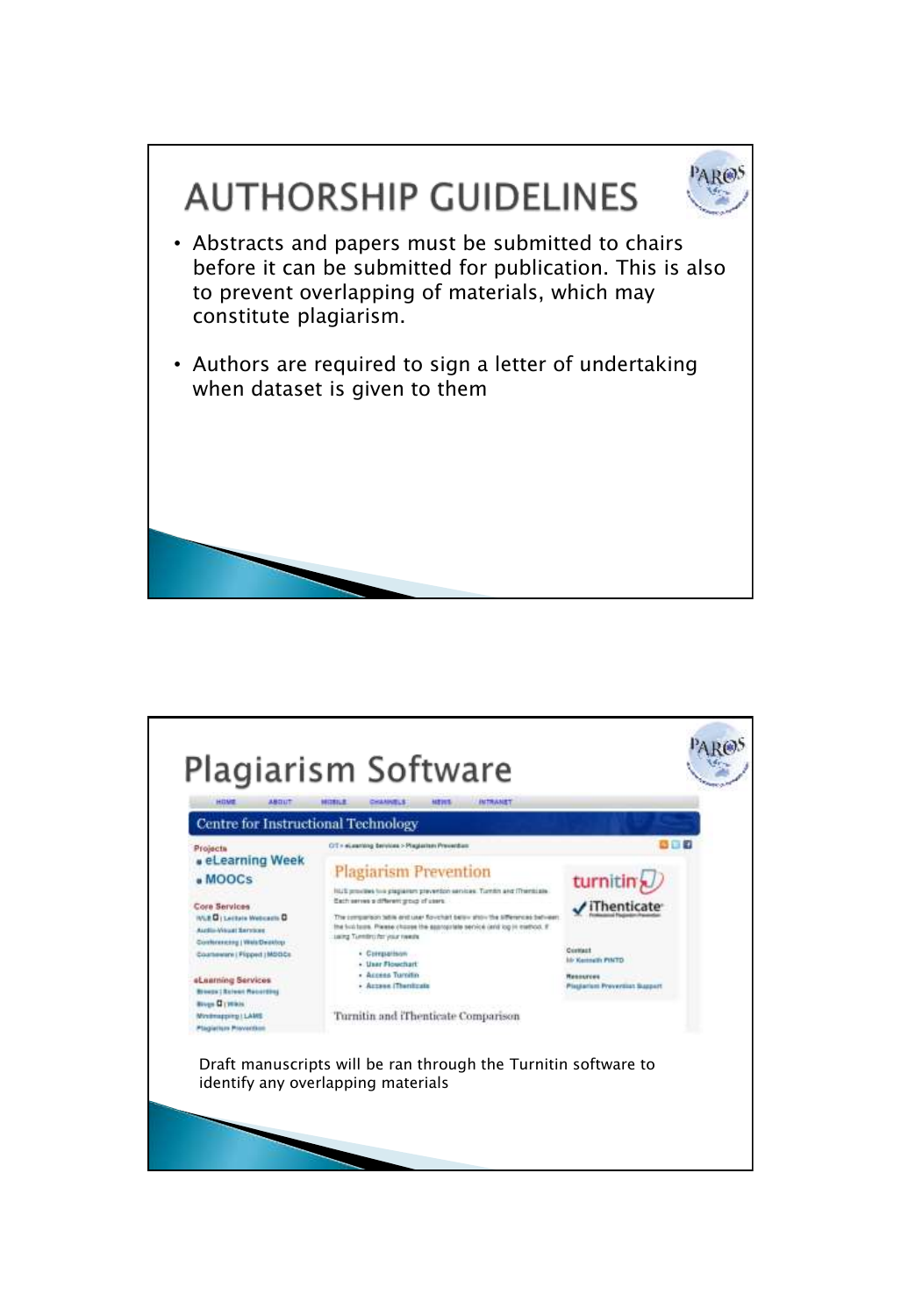# AUTHORSHIP GUIDELINES

- Abstracts and papers must be submitted to chairs before it can be submitted for publication. This is also to prevent overlapping of materials, which may constitute plagiarism.
- Authors are required to sign a letter of undertaking when dataset is given to them

# Plagiarism Software

Draft manuscripts will be ran through the Turnitin software to identify any overlapping materials